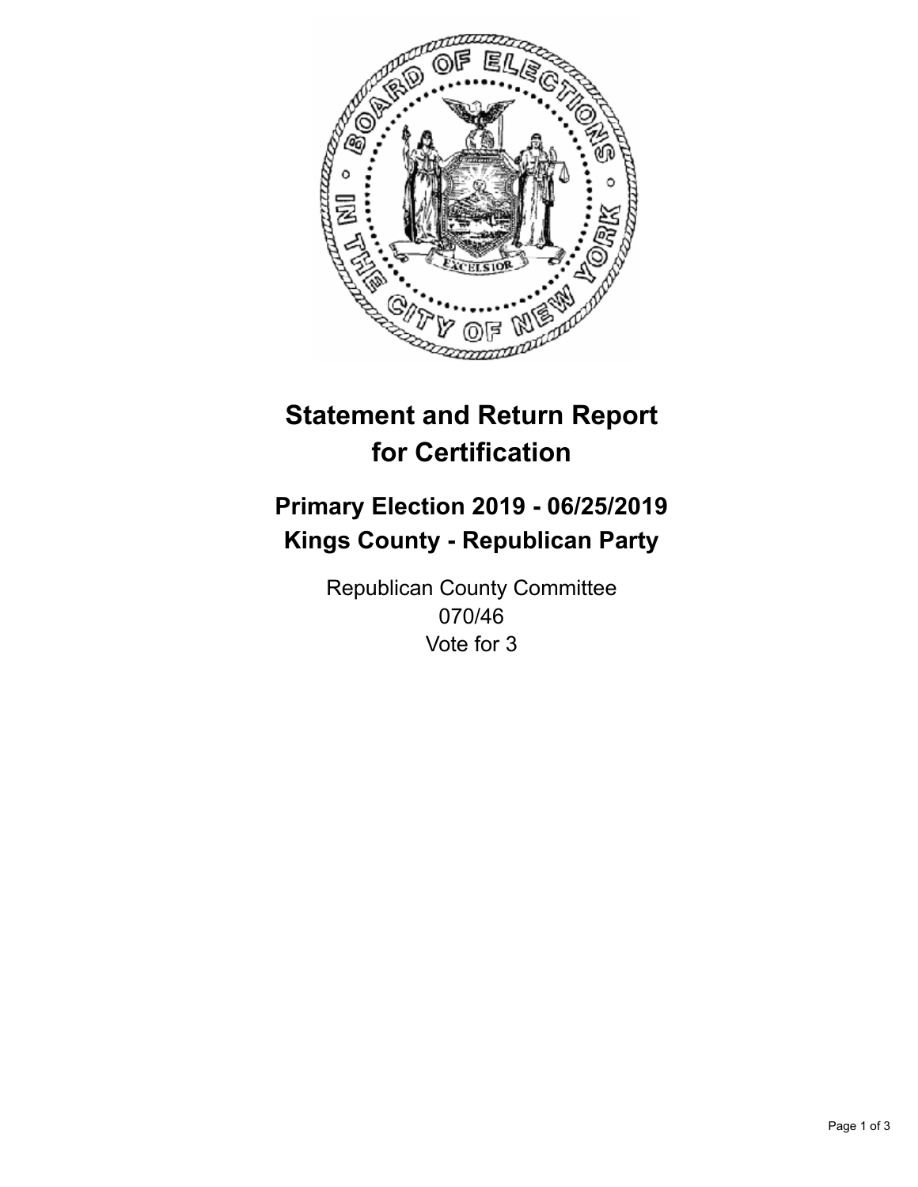# Statement and Return Report for Certification

## Primary Election 2019 - 06/25/2019
## Kings County - Republican Party

Republican County Committee
070/46
Vote for 3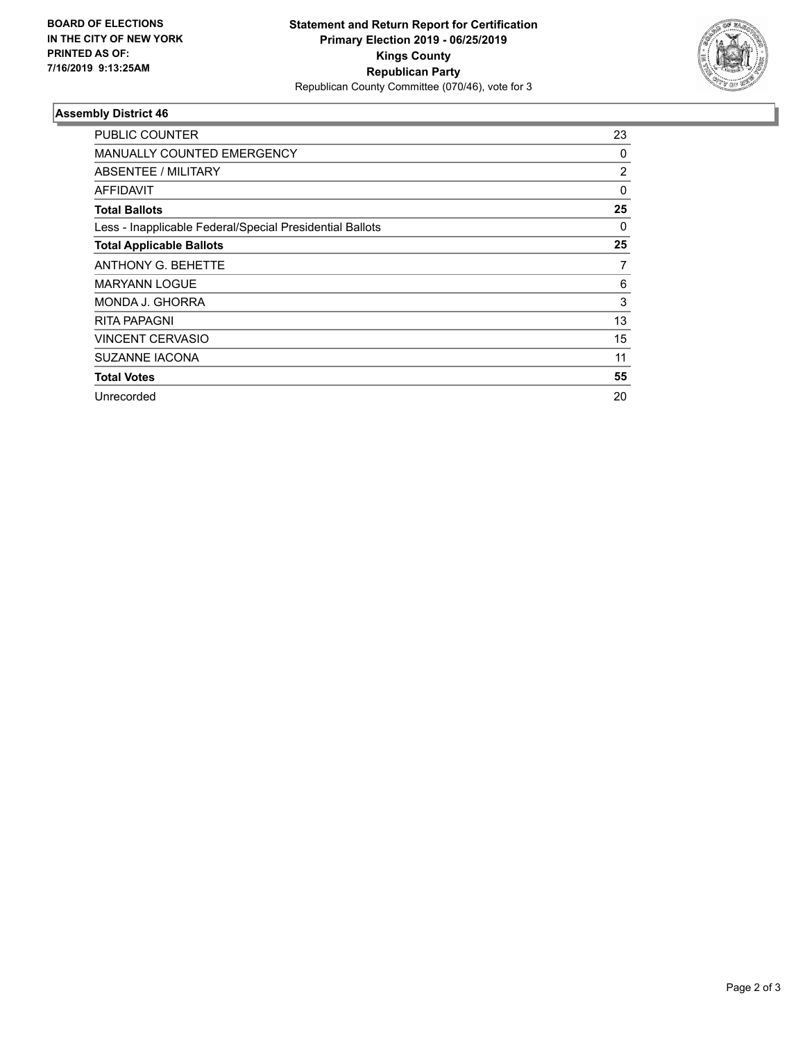**BOARD OF ELECTIONS IN THE CITY OF NEW YORK PRINTED AS OF: 7/16/2019 9:13:25AM**

**Statement and Return Report for Certification Primary Election 2019 - 06/25/2019 Kings County Republican Party**
Republican County Committee (070/46), vote for 3

### Assembly District 46

| | |
|---|---|
| PUBLIC COUNTER | 23 |
| MANUALLY COUNTED EMERGENCY | 0 |
| ABSENTEE / MILITARY | 2 |
| AFFIDAVIT | 0 |
| **Total Ballots** | **25** |
| Less - Inapplicable Federal/Special Presidential Ballots | 0 |
| **Total Applicable Ballots** | **25** |
| ANTHONY G. BEHETTE | 7 |
| MARYANN LOGUE | 6 |
| MONDA J. GHORRA | 3 |
| RITA PAPAGNI | 13 |
| VINCENT CERVASIO | 15 |
| SUZANNE IACONA | 11 |
| **Total Votes** | **55** |
| Unrecorded | 20 |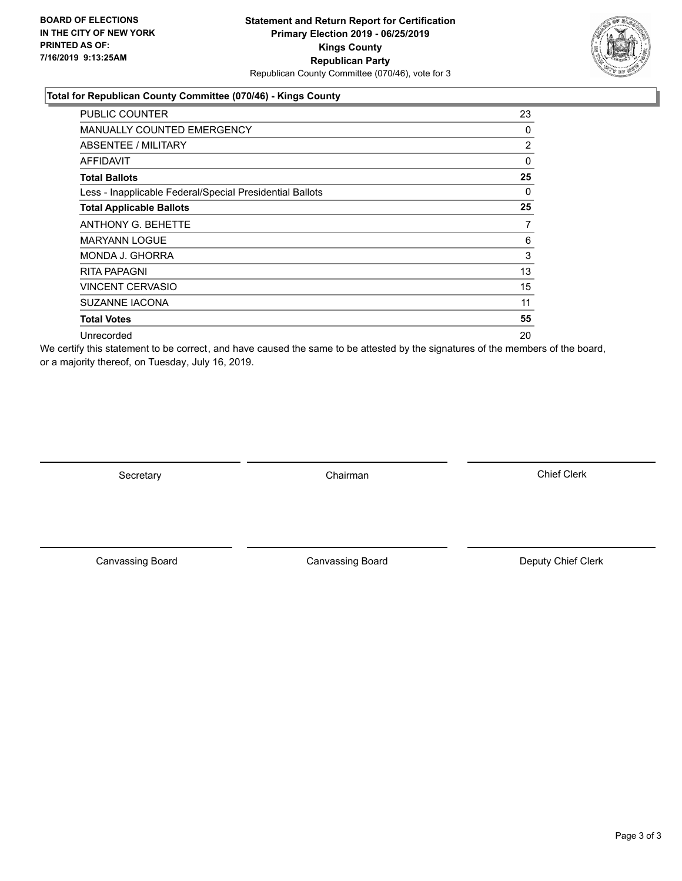**BOARD OF ELECTIONS IN THE CITY OF NEW YORK PRINTED AS OF: 7/16/2019 9:13:25AM**

**Statement and Return Report for Certification**
**Primary Election 2019 - 06/25/2019**
**Kings County**
**Republican Party**
Republican County Committee (070/46), vote for 3

**Total for Republican County Committee (070/46) - Kings County**

| | |
|---|---|
| PUBLIC COUNTER | 23 |
| MANUALLY COUNTED EMERGENCY | 0 |
| ABSENTEE / MILITARY | 2 |
| AFFIDAVIT | 0 |
| **Total Ballots** | **25** |
| Less - Inapplicable Federal/Special Presidential Ballots | 0 |
| **Total Applicable Ballots** | **25** |
| ANTHONY G. BEHETTE | 7 |
| MARYANN LOGUE | 6 |
| MONDA J. GHORRA | 3 |
| RITA PAPAGNI | 13 |
| VINCENT CERVASIO | 15 |
| SUZANNE IACONA | 11 |
| **Total Votes** | **55** |
| Unrecorded | 20 |

We certify this statement to be correct, and have caused the same to be attested by the signatures of the members of the board, or a majority thereof, on Tuesday, July 16, 2019.

Secretary

Chairman

Chief Clerk

Canvassing Board

Canvassing Board

Deputy Chief Clerk